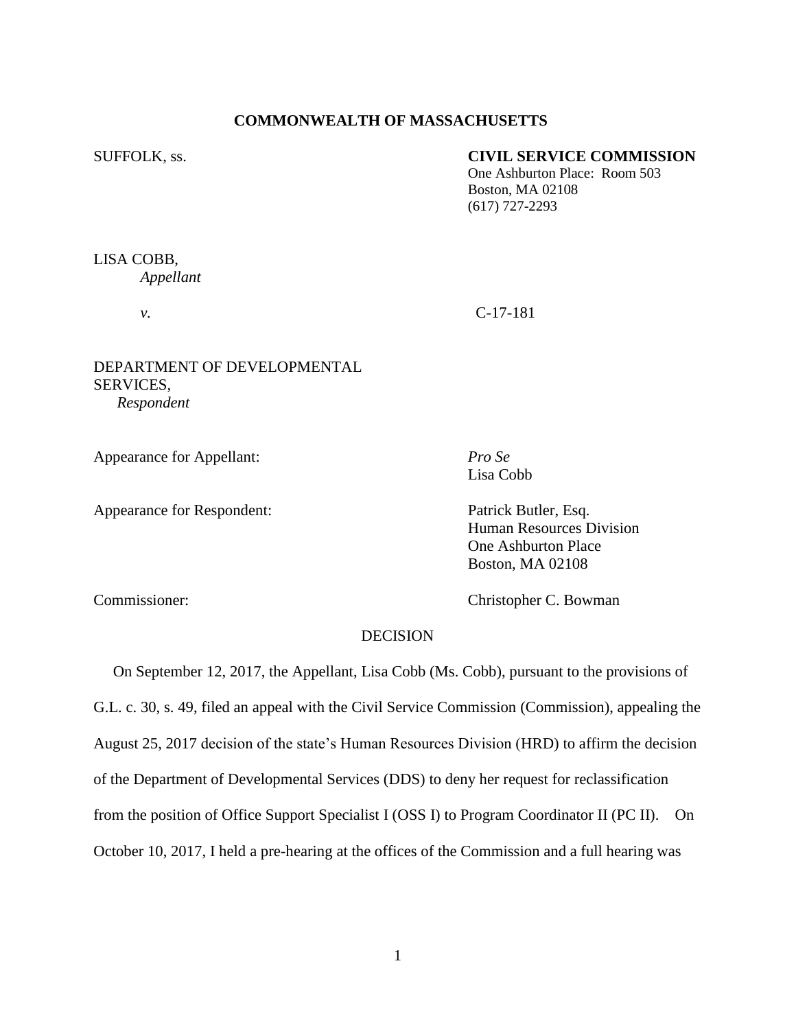**COMMONWEALTH OF MASSACHUSETTS**

SUFFOLK, ss.

**CIVIL SERVICE COMMISSION**
One Ashburton Place: Room 503
Boston, MA 02108
(617) 727-2293

LISA COBB,
*Appellant*

*v.*

C-17-181

DEPARTMENT OF DEVELOPMENTAL SERVICES,
*Respondent*

Appearance for Appellant: *Pro Se*
Lisa Cobb

Appearance for Respondent: Patrick Butler, Esq.
Human Resources Division
One Ashburton Place
Boston, MA 02108

Commissioner: Christopher C. Bowman

DECISION

On September 12, 2017, the Appellant, Lisa Cobb (Ms. Cobb), pursuant to the provisions of G.L. c. 30, s. 49, filed an appeal with the Civil Service Commission (Commission), appealing the August 25, 2017 decision of the state's Human Resources Division (HRD) to affirm the decision of the Department of Developmental Services (DDS) to deny her request for reclassification from the position of Office Support Specialist I (OSS I) to Program Coordinator II (PC II). On October 10, 2017, I held a pre-hearing at the offices of the Commission and a full hearing was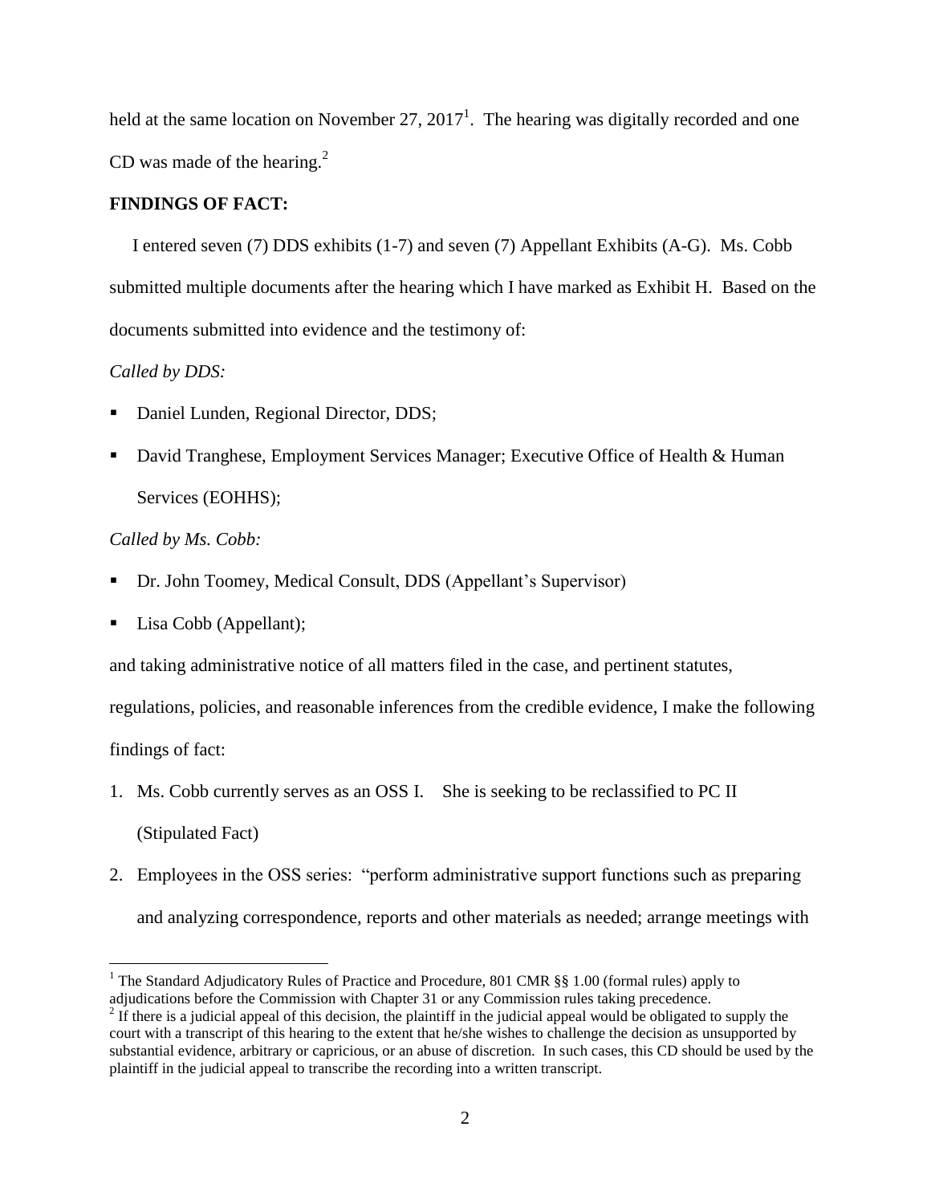held at the same location on November 27, 2017[1]. The hearing was digitally recorded and one CD was made of the hearing.[2]

**FINDINGS OF FACT:**

I entered seven (7) DDS exhibits (1-7) and seven (7) Appellant Exhibits (A-G). Ms. Cobb submitted multiple documents after the hearing which I have marked as Exhibit H. Based on the documents submitted into evidence and the testimony of:

*Called by DDS:*

- Daniel Lunden, Regional Director, DDS;
- David Tranghese, Employment Services Manager; Executive Office of Health & Human Services (EOHHS);

*Called by Ms. Cobb:*

- Dr. John Toomey, Medical Consult, DDS (Appellant's Supervisor)
- Lisa Cobb (Appellant);

and taking administrative notice of all matters filed in the case, and pertinent statutes, regulations, policies, and reasonable inferences from the credible evidence, I make the following findings of fact:

1. Ms. Cobb currently serves as an OSS I. She is seeking to be reclassified to PC II (Stipulated Fact)
2. Employees in the OSS series: "perform administrative support functions such as preparing and analyzing correspondence, reports and other materials as needed; arrange meetings with

---

[1] The Standard Adjudicatory Rules of Practice and Procedure, 801 CMR §§ 1.00 (formal rules) apply to adjudications before the Commission with Chapter 31 or any Commission rules taking precedence.

[2] If there is a judicial appeal of this decision, the plaintiff in the judicial appeal would be obligated to supply the court with a transcript of this hearing to the extent that he/she wishes to challenge the decision as unsupported by substantial evidence, arbitrary or capricious, or an abuse of discretion. In such cases, this CD should be used by the plaintiff in the judicial appeal to transcribe the recording into a written transcript.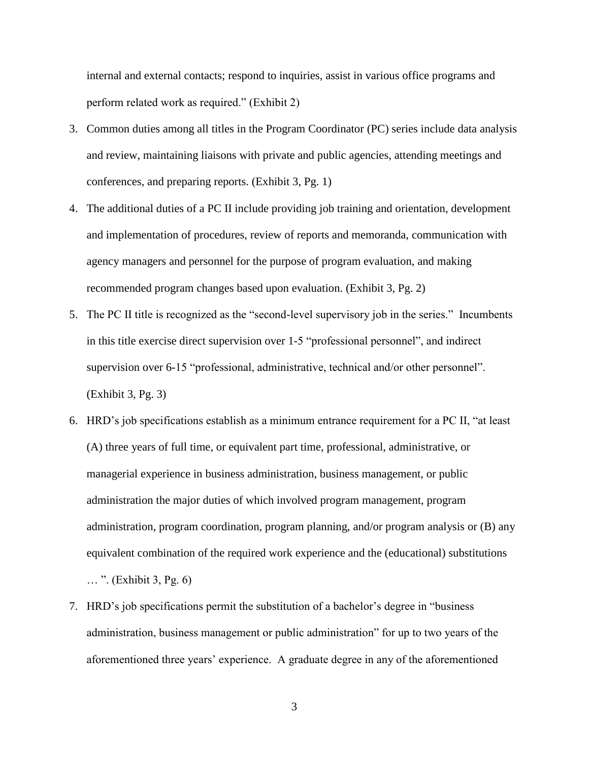internal and external contacts; respond to inquiries, assist in various office programs and perform related work as required." (Exhibit 2)

3. Common duties among all titles in the Program Coordinator (PC) series include data analysis and review, maintaining liaisons with private and public agencies, attending meetings and conferences, and preparing reports. (Exhibit 3, Pg. 1)
4. The additional duties of a PC II include providing job training and orientation, development and implementation of procedures, review of reports and memoranda, communication with agency managers and personnel for the purpose of program evaluation, and making recommended program changes based upon evaluation. (Exhibit 3, Pg. 2)
5. The PC II title is recognized as the "second-level supervisory job in the series." Incumbents in this title exercise direct supervision over 1-5 "professional personnel", and indirect supervision over 6-15 "professional, administrative, technical and/or other personnel". (Exhibit 3, Pg. 3)
6. HRD's job specifications establish as a minimum entrance requirement for a PC II, "at least (A) three years of full time, or equivalent part time, professional, administrative, or managerial experience in business administration, business management, or public administration the major duties of which involved program management, program administration, program coordination, program planning, and/or program analysis or (B) any equivalent combination of the required work experience and the (educational) substitutions … ". (Exhibit 3, Pg. 6)
7. HRD's job specifications permit the substitution of a bachelor's degree in "business administration, business management or public administration" for up to two years of the aforementioned three years' experience. A graduate degree in any of the aforementioned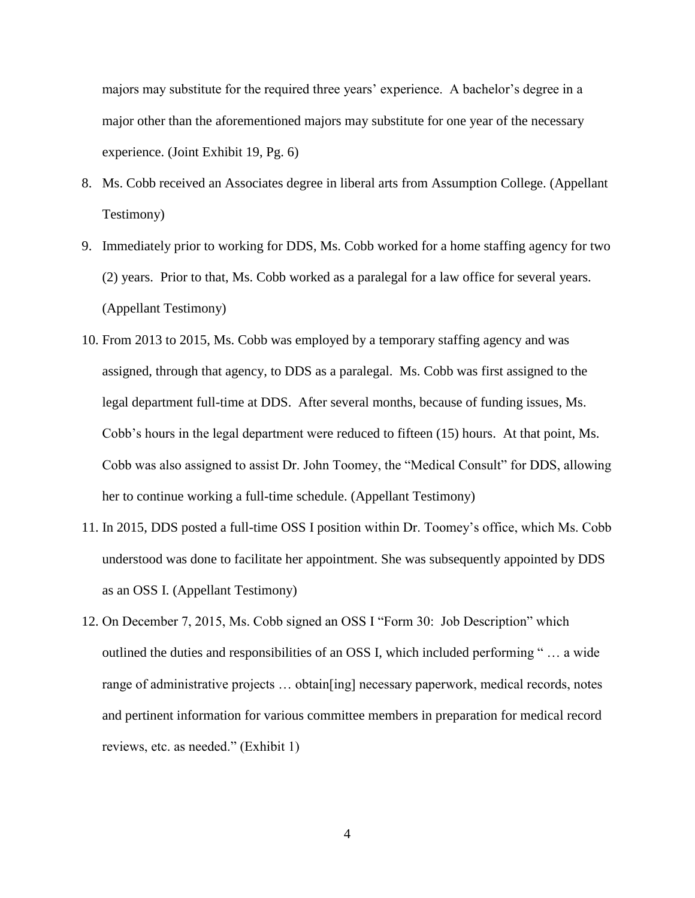majors may substitute for the required three years' experience. A bachelor's degree in a major other than the aforementioned majors may substitute for one year of the necessary experience. (Joint Exhibit 19, Pg. 6)

8. Ms. Cobb received an Associates degree in liberal arts from Assumption College. (Appellant Testimony)
9. Immediately prior to working for DDS, Ms. Cobb worked for a home staffing agency for two (2) years. Prior to that, Ms. Cobb worked as a paralegal for a law office for several years. (Appellant Testimony)
10. From 2013 to 2015, Ms. Cobb was employed by a temporary staffing agency and was assigned, through that agency, to DDS as a paralegal. Ms. Cobb was first assigned to the legal department full-time at DDS. After several months, because of funding issues, Ms. Cobb's hours in the legal department were reduced to fifteen (15) hours. At that point, Ms. Cobb was also assigned to assist Dr. John Toomey, the "Medical Consult" for DDS, allowing her to continue working a full-time schedule. (Appellant Testimony)
11. In 2015, DDS posted a full-time OSS I position within Dr. Toomey's office, which Ms. Cobb understood was done to facilitate her appointment. She was subsequently appointed by DDS as an OSS I. (Appellant Testimony)
12. On December 7, 2015, Ms. Cobb signed an OSS I "Form 30: Job Description" which outlined the duties and responsibilities of an OSS I, which included performing " … a wide range of administrative projects … obtain[ing] necessary paperwork, medical records, notes and pertinent information for various committee members in preparation for medical record reviews, etc. as needed." (Exhibit 1)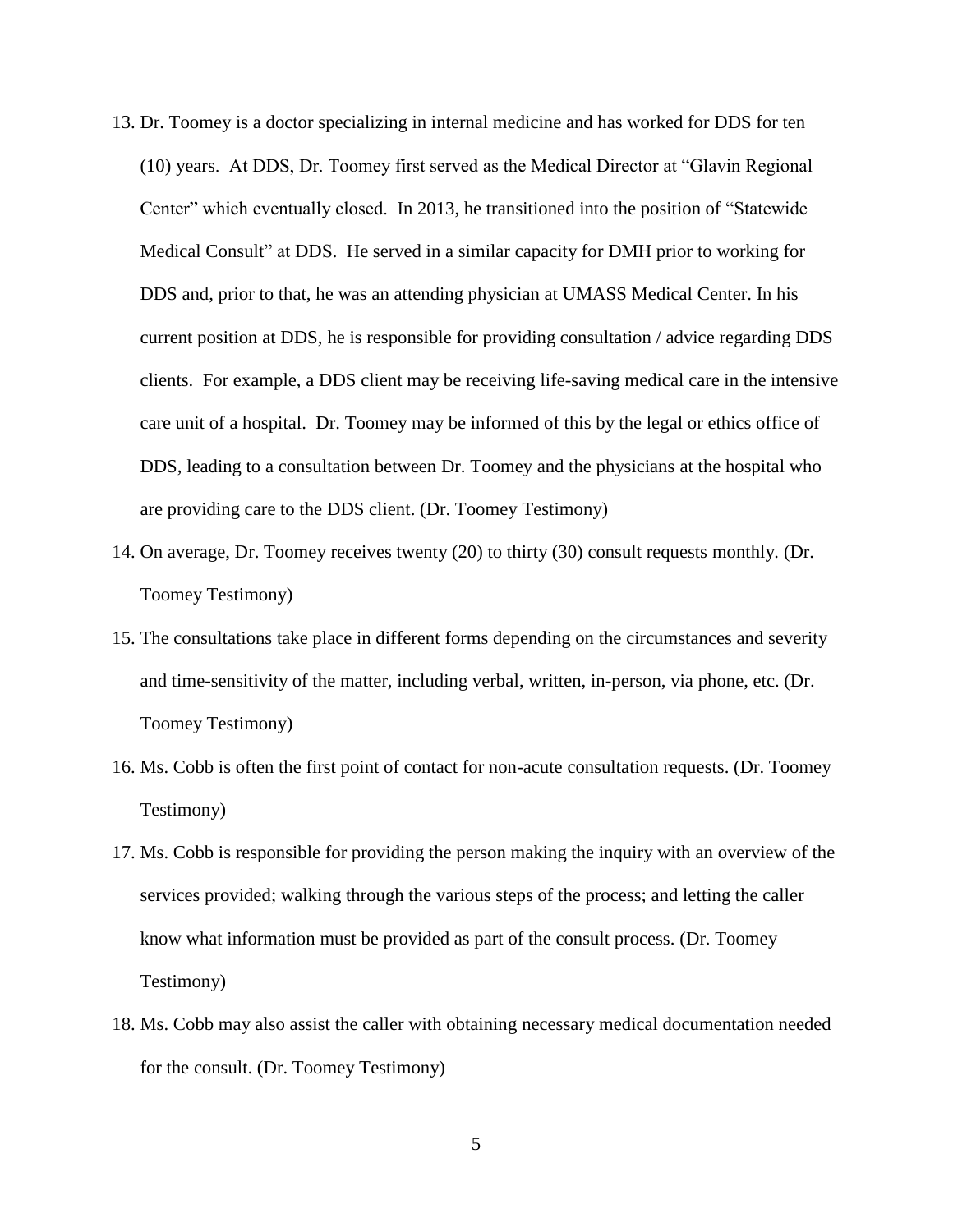13. Dr. Toomey is a doctor specializing in internal medicine and has worked for DDS for ten (10) years. At DDS, Dr. Toomey first served as the Medical Director at "Glavin Regional Center" which eventually closed. In 2013, he transitioned into the position of "Statewide Medical Consult" at DDS. He served in a similar capacity for DMH prior to working for DDS and, prior to that, he was an attending physician at UMASS Medical Center. In his current position at DDS, he is responsible for providing consultation / advice regarding DDS clients. For example, a DDS client may be receiving life-saving medical care in the intensive care unit of a hospital. Dr. Toomey may be informed of this by the legal or ethics office of DDS, leading to a consultation between Dr. Toomey and the physicians at the hospital who are providing care to the DDS client. (Dr. Toomey Testimony)
14. On average, Dr. Toomey receives twenty (20) to thirty (30) consult requests monthly. (Dr. Toomey Testimony)
15. The consultations take place in different forms depending on the circumstances and severity and time-sensitivity of the matter, including verbal, written, in-person, via phone, etc. (Dr. Toomey Testimony)
16. Ms. Cobb is often the first point of contact for non-acute consultation requests. (Dr. Toomey Testimony)
17. Ms. Cobb is responsible for providing the person making the inquiry with an overview of the services provided; walking through the various steps of the process; and letting the caller know what information must be provided as part of the consult process. (Dr. Toomey Testimony)
18. Ms. Cobb may also assist the caller with obtaining necessary medical documentation needed for the consult. (Dr. Toomey Testimony)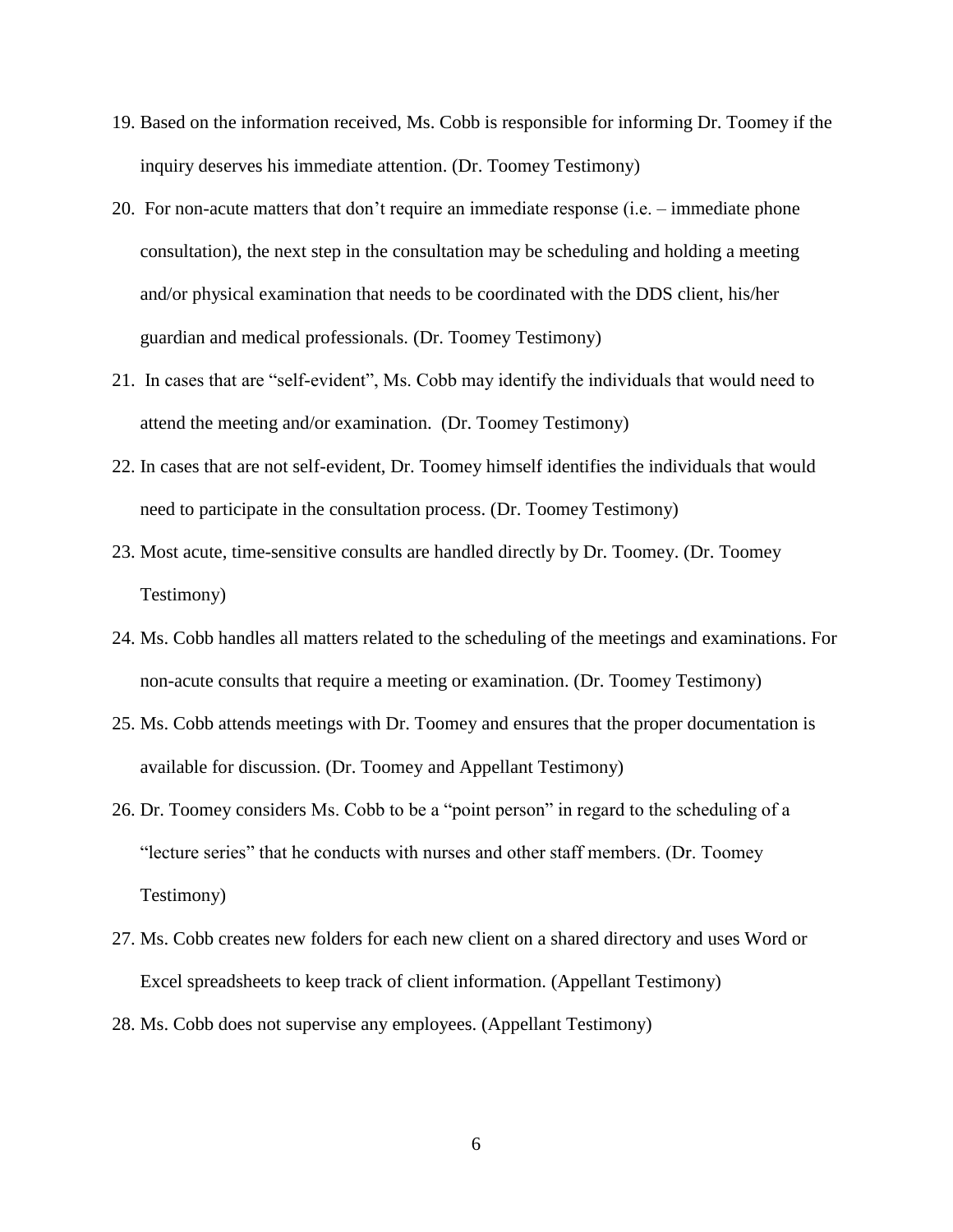19. Based on the information received, Ms. Cobb is responsible for informing Dr. Toomey if the inquiry deserves his immediate attention. (Dr. Toomey Testimony)
20. For non-acute matters that don't require an immediate response (i.e. – immediate phone consultation), the next step in the consultation may be scheduling and holding a meeting and/or physical examination that needs to be coordinated with the DDS client, his/her guardian and medical professionals. (Dr. Toomey Testimony)
21. In cases that are "self-evident", Ms. Cobb may identify the individuals that would need to attend the meeting and/or examination. (Dr. Toomey Testimony)
22. In cases that are not self-evident, Dr. Toomey himself identifies the individuals that would need to participate in the consultation process. (Dr. Toomey Testimony)
23. Most acute, time-sensitive consults are handled directly by Dr. Toomey. (Dr. Toomey Testimony)
24. Ms. Cobb handles all matters related to the scheduling of the meetings and examinations. For non-acute consults that require a meeting or examination. (Dr. Toomey Testimony)
25. Ms. Cobb attends meetings with Dr. Toomey and ensures that the proper documentation is available for discussion. (Dr. Toomey and Appellant Testimony)
26. Dr. Toomey considers Ms. Cobb to be a "point person" in regard to the scheduling of a "lecture series" that he conducts with nurses and other staff members. (Dr. Toomey Testimony)
27. Ms. Cobb creates new folders for each new client on a shared directory and uses Word or Excel spreadsheets to keep track of client information. (Appellant Testimony)
28. Ms. Cobb does not supervise any employees. (Appellant Testimony)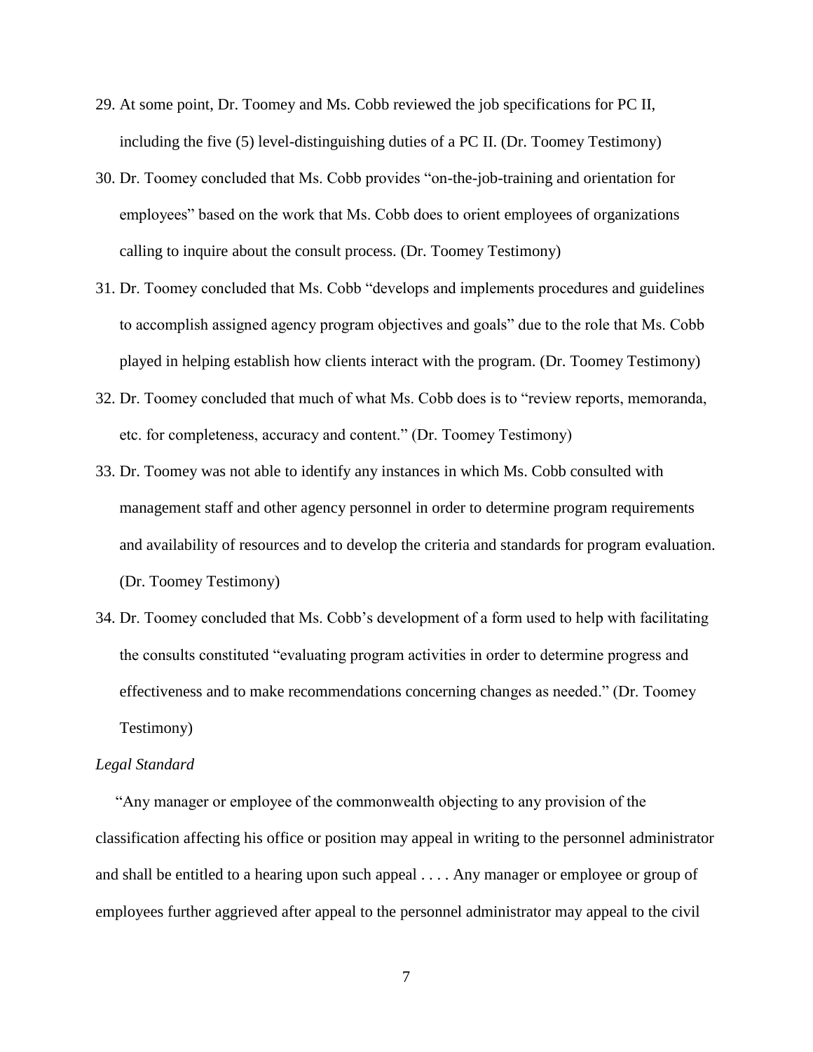29. At some point, Dr. Toomey and Ms. Cobb reviewed the job specifications for PC II, including the five (5) level-distinguishing duties of a PC II. (Dr. Toomey Testimony)
30. Dr. Toomey concluded that Ms. Cobb provides "on-the-job-training and orientation for employees" based on the work that Ms. Cobb does to orient employees of organizations calling to inquire about the consult process. (Dr. Toomey Testimony)
31. Dr. Toomey concluded that Ms. Cobb "develops and implements procedures and guidelines to accomplish assigned agency program objectives and goals" due to the role that Ms. Cobb played in helping establish how clients interact with the program. (Dr. Toomey Testimony)
32. Dr. Toomey concluded that much of what Ms. Cobb does is to "review reports, memoranda, etc. for completeness, accuracy and content." (Dr. Toomey Testimony)
33. Dr. Toomey was not able to identify any instances in which Ms. Cobb consulted with management staff and other agency personnel in order to determine program requirements and availability of resources and to develop the criteria and standards for program evaluation. (Dr. Toomey Testimony)
34. Dr. Toomey concluded that Ms. Cobb's development of a form used to help with facilitating the consults constituted "evaluating program activities in order to determine progress and effectiveness and to make recommendations concerning changes as needed." (Dr. Toomey Testimony)

*Legal Standard*

"Any manager or employee of the commonwealth objecting to any provision of the classification affecting his office or position may appeal in writing to the personnel administrator and shall be entitled to a hearing upon such appeal . . . . Any manager or employee or group of employees further aggrieved after appeal to the personnel administrator may appeal to the civil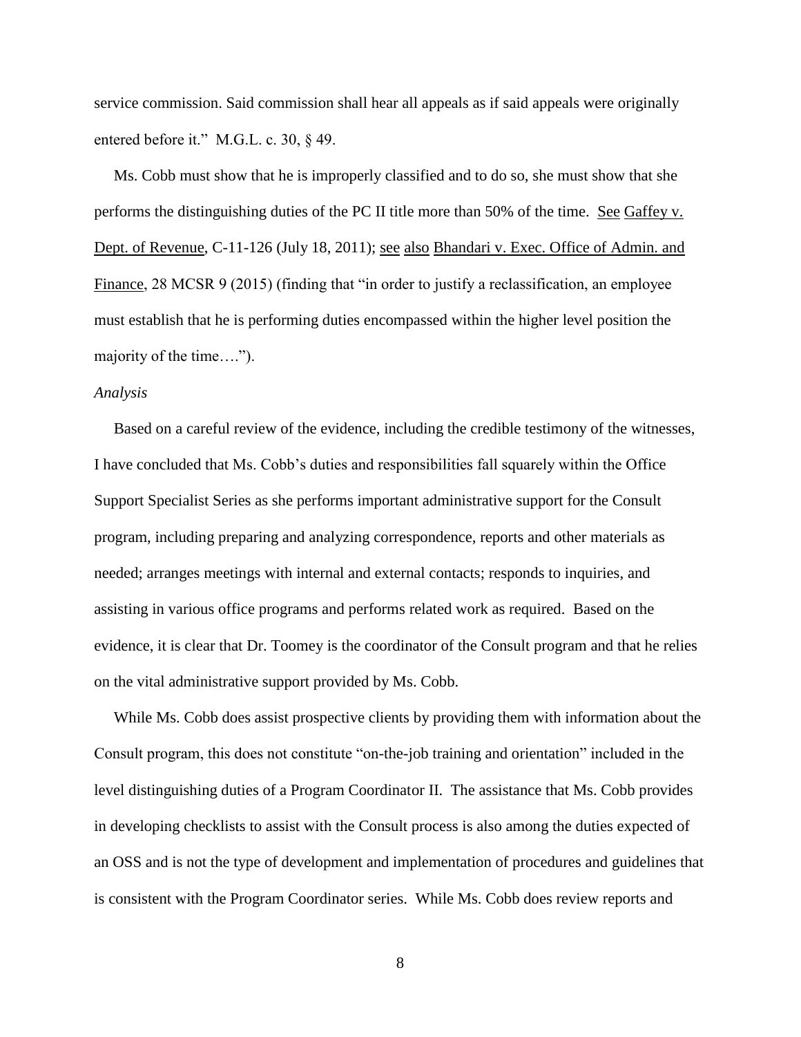service commission. Said commission shall hear all appeals as if said appeals were originally entered before it." M.G.L. c. 30, § 49.

Ms. Cobb must show that he is improperly classified and to do so, she must show that she performs the distinguishing duties of the PC II title more than 50% of the time. See Gaffey v. Dept. of Revenue, C-11-126 (July 18, 2011); see also Bhandari v. Exec. Office of Admin. and Finance, 28 MCSR 9 (2015) (finding that "in order to justify a reclassification, an employee must establish that he is performing duties encompassed within the higher level position the majority of the time….").

*Analysis*

Based on a careful review of the evidence, including the credible testimony of the witnesses, I have concluded that Ms. Cobb's duties and responsibilities fall squarely within the Office Support Specialist Series as she performs important administrative support for the Consult program, including preparing and analyzing correspondence, reports and other materials as needed; arranges meetings with internal and external contacts; responds to inquiries, and assisting in various office programs and performs related work as required. Based on the evidence, it is clear that Dr. Toomey is the coordinator of the Consult program and that he relies on the vital administrative support provided by Ms. Cobb.

While Ms. Cobb does assist prospective clients by providing them with information about the Consult program, this does not constitute "on-the-job training and orientation" included in the level distinguishing duties of a Program Coordinator II. The assistance that Ms. Cobb provides in developing checklists to assist with the Consult process is also among the duties expected of an OSS and is not the type of development and implementation of procedures and guidelines that is consistent with the Program Coordinator series. While Ms. Cobb does review reports and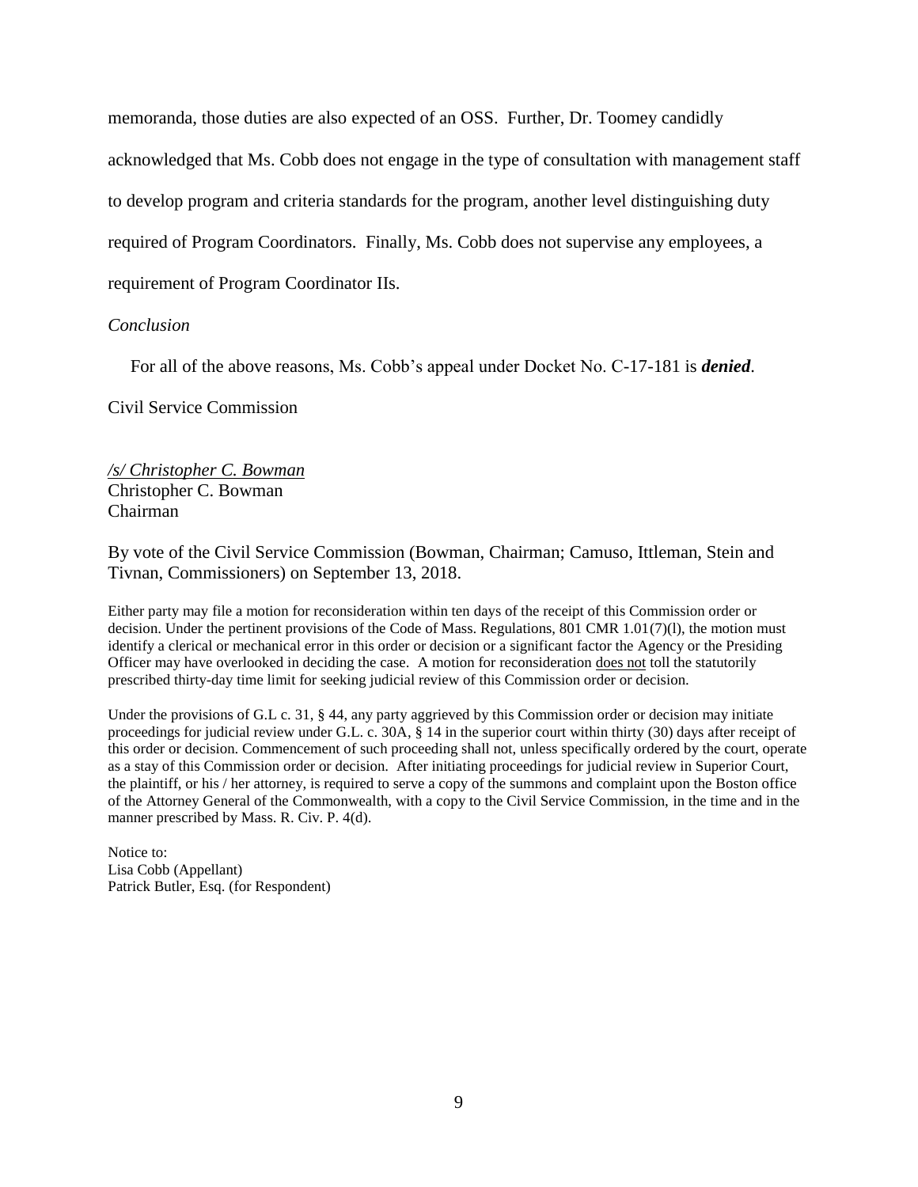memoranda, those duties are also expected of an OSS. Further, Dr. Toomey candidly acknowledged that Ms. Cobb does not engage in the type of consultation with management staff to develop program and criteria standards for the program, another level distinguishing duty required of Program Coordinators. Finally, Ms. Cobb does not supervise any employees, a requirement of Program Coordinator IIs.

*Conclusion*

For all of the above reasons, Ms. Cobb's appeal under Docket No. C-17-181 is ***denied***.

Civil Service Commission

*/s/ Christopher C. Bowman*
Christopher C. Bowman
Chairman

By vote of the Civil Service Commission (Bowman, Chairman; Camuso, Ittleman, Stein and Tivnan, Commissioners) on September 13, 2018.

Either party may file a motion for reconsideration within ten days of the receipt of this Commission order or decision. Under the pertinent provisions of the Code of Mass. Regulations, 801 CMR 1.01(7)(l), the motion must identify a clerical or mechanical error in this order or decision or a significant factor the Agency or the Presiding Officer may have overlooked in deciding the case. A motion for reconsideration does not toll the statutorily prescribed thirty-day time limit for seeking judicial review of this Commission order or decision.

Under the provisions of G.L c. 31, § 44, any party aggrieved by this Commission order or decision may initiate proceedings for judicial review under G.L. c. 30A, § 14 in the superior court within thirty (30) days after receipt of this order or decision. Commencement of such proceeding shall not, unless specifically ordered by the court, operate as a stay of this Commission order or decision. After initiating proceedings for judicial review in Superior Court, the plaintiff, or his / her attorney, is required to serve a copy of the summons and complaint upon the Boston office of the Attorney General of the Commonwealth, with a copy to the Civil Service Commission, in the time and in the manner prescribed by Mass. R. Civ. P. 4(d).

Notice to:
Lisa Cobb (Appellant)
Patrick Butler, Esq. (for Respondent)